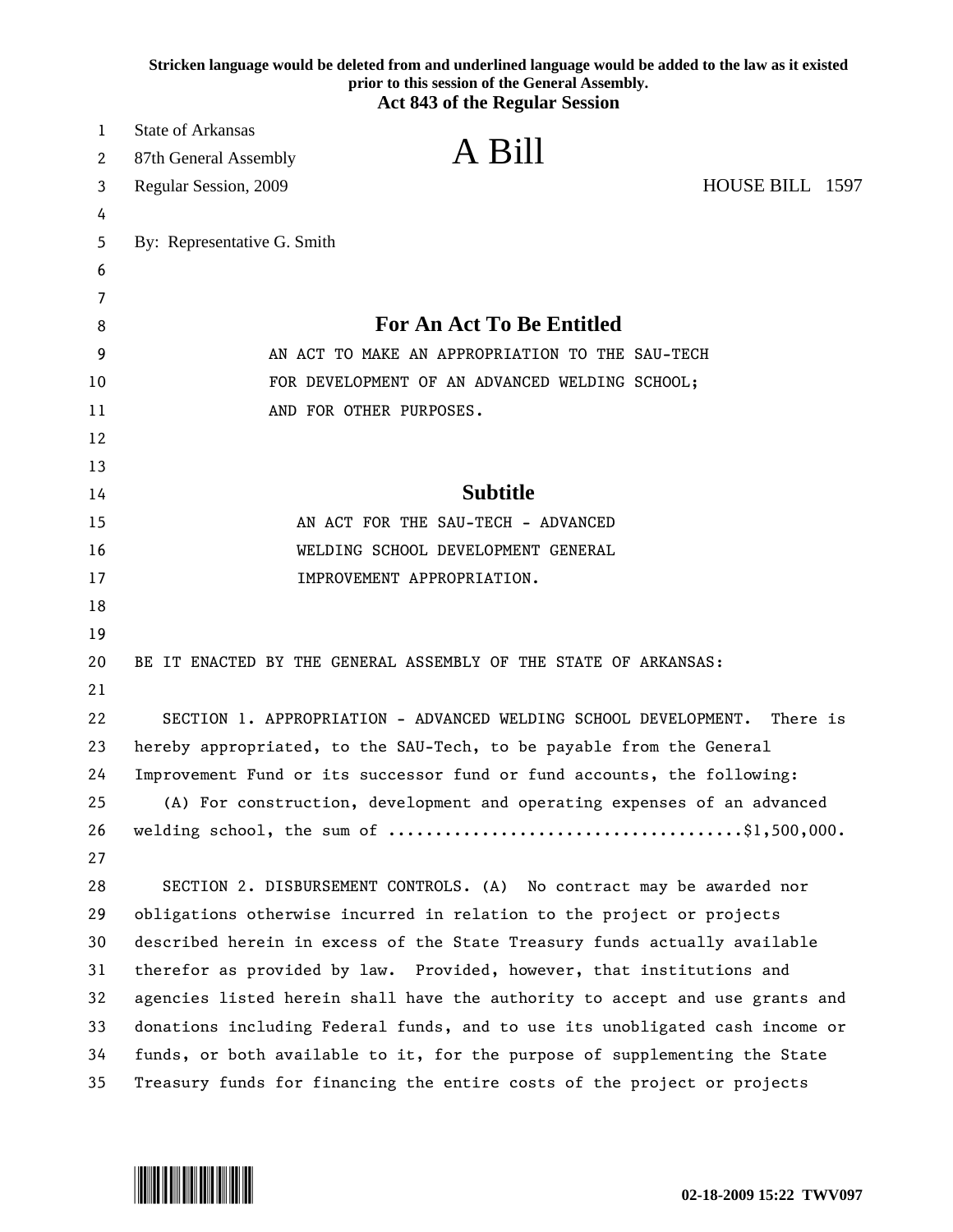Stricken language would be deleted from and underlined language would be added to the law as it existed prior to this session of the General Assembly.

**Act 843 of the Regular Session**

State of Arkansas
87th General Assembly
Regular Session, 2009

# A Bill

HOUSE BILL 1597

By: Representative G. Smith

## For An Act To Be Entitled

AN ACT TO MAKE AN APPROPRIATION TO THE SAU-TECH FOR DEVELOPMENT OF AN ADVANCED WELDING SCHOOL; AND FOR OTHER PURPOSES.

## Subtitle

AN ACT FOR THE SAU-TECH - ADVANCED WELDING SCHOOL DEVELOPMENT GENERAL IMPROVEMENT APPROPRIATION.

BE IT ENACTED BY THE GENERAL ASSEMBLY OF THE STATE OF ARKANSAS:

SECTION 1. APPROPRIATION - ADVANCED WELDING SCHOOL DEVELOPMENT. There is hereby appropriated, to the SAU-Tech, to be payable from the General Improvement Fund or its successor fund or fund accounts, the following:

(A) For construction, development and operating expenses of an advanced welding school, the sum of ....................................$1,500,000.

SECTION 2. DISBURSEMENT CONTROLS. (A) No contract may be awarded nor obligations otherwise incurred in relation to the project or projects described herein in excess of the State Treasury funds actually available therefor as provided by law. Provided, however, that institutions and agencies listed herein shall have the authority to accept and use grants and donations including Federal funds, and to use its unobligated cash income or funds, or both available to it, for the purpose of supplementing the State Treasury funds for financing the entire costs of the project or projects

02-18-2009 15:22 TWV097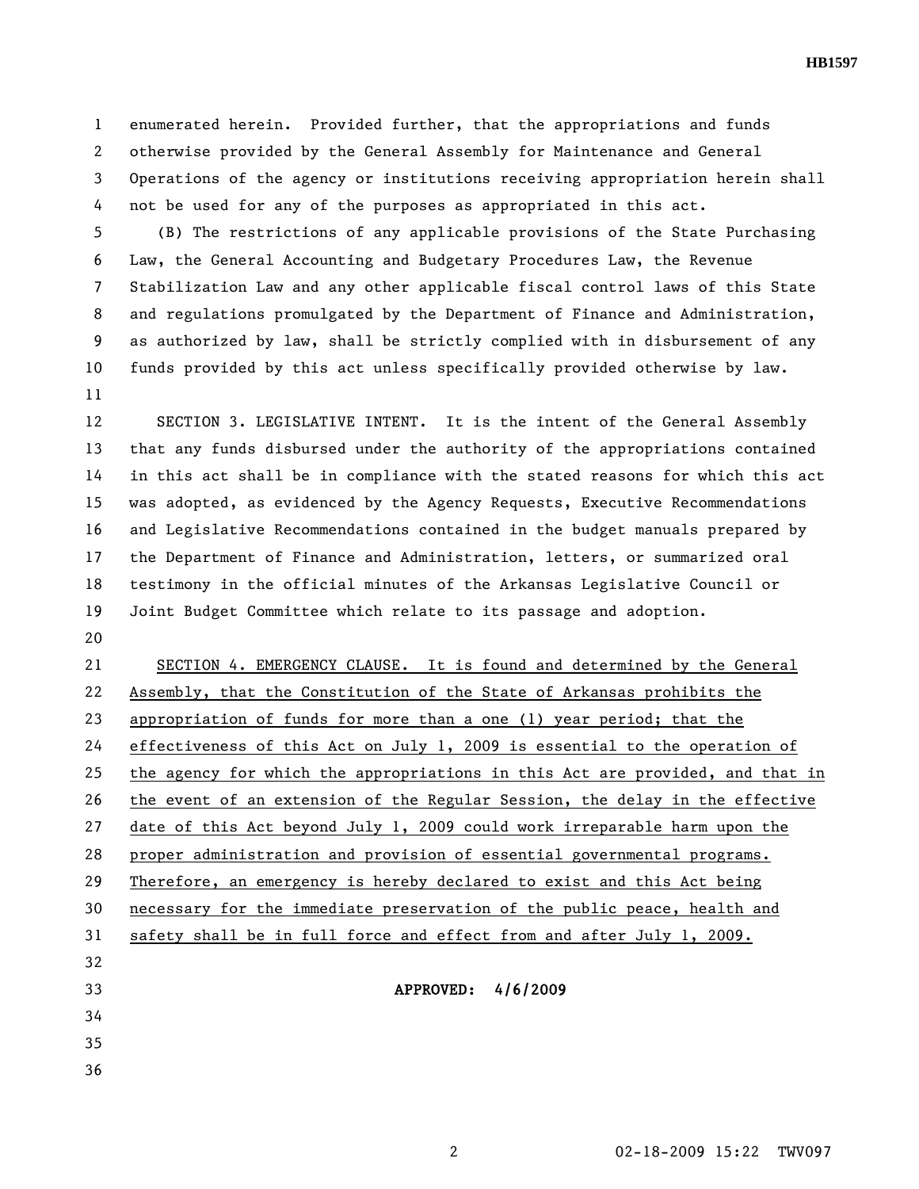enumerated herein. Provided further, that the appropriations and funds otherwise provided by the General Assembly for Maintenance and General Operations of the agency or institutions receiving appropriation herein shall not be used for any of the purposes as appropriated in this act.

(B) The restrictions of any applicable provisions of the State Purchasing Law, the General Accounting and Budgetary Procedures Law, the Revenue Stabilization Law and any other applicable fiscal control laws of this State and regulations promulgated by the Department of Finance and Administration, as authorized by law, shall be strictly complied with in disbursement of any funds provided by this act unless specifically provided otherwise by law.

SECTION 3. LEGISLATIVE INTENT. It is the intent of the General Assembly that any funds disbursed under the authority of the appropriations contained in this act shall be in compliance with the stated reasons for which this act was adopted, as evidenced by the Agency Requests, Executive Recommendations and Legislative Recommendations contained in the budget manuals prepared by the Department of Finance and Administration, letters, or summarized oral testimony in the official minutes of the Arkansas Legislative Council or Joint Budget Committee which relate to its passage and adoption.

SECTION 4. EMERGENCY CLAUSE. It is found and determined by the General Assembly, that the Constitution of the State of Arkansas prohibits the appropriation of funds for more than a one (1) year period; that the effectiveness of this Act on July 1, 2009 is essential to the operation of the agency for which the appropriations in this Act are provided, and that in the event of an extension of the Regular Session, the delay in the effective date of this Act beyond July 1, 2009 could work irreparable harm upon the proper administration and provision of essential governmental programs. Therefore, an emergency is hereby declared to exist and this Act being necessary for the immediate preservation of the public peace, health and safety shall be in full force and effect from and after July 1, 2009.

**APPROVED: 4/6/2009**